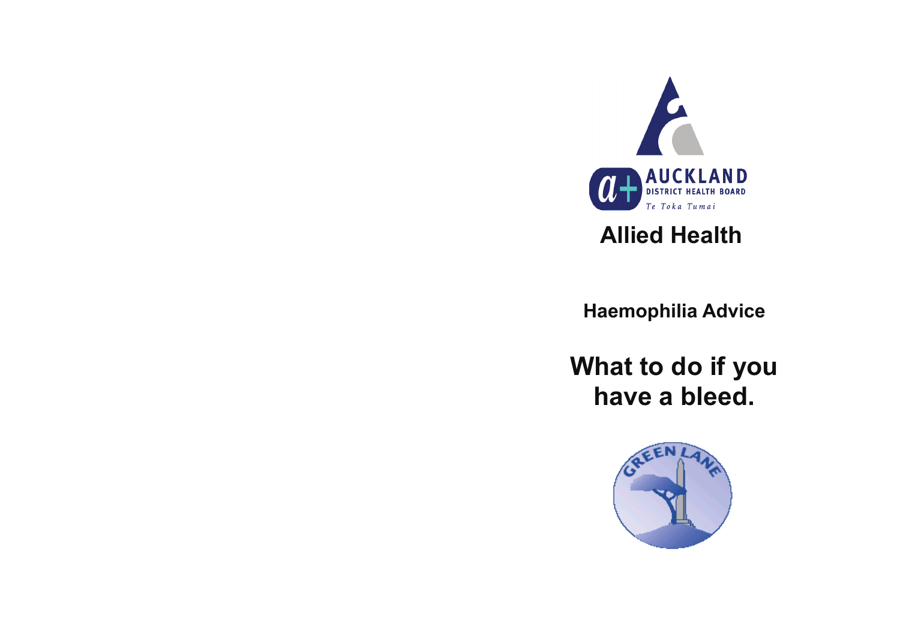AUCKLAND
DISTRICT HEALTH BOARD
*Te Toka Tumai*

# Allied Health

### Haemophilia Advice

# What to do if you have a bleed.

GREEN LANE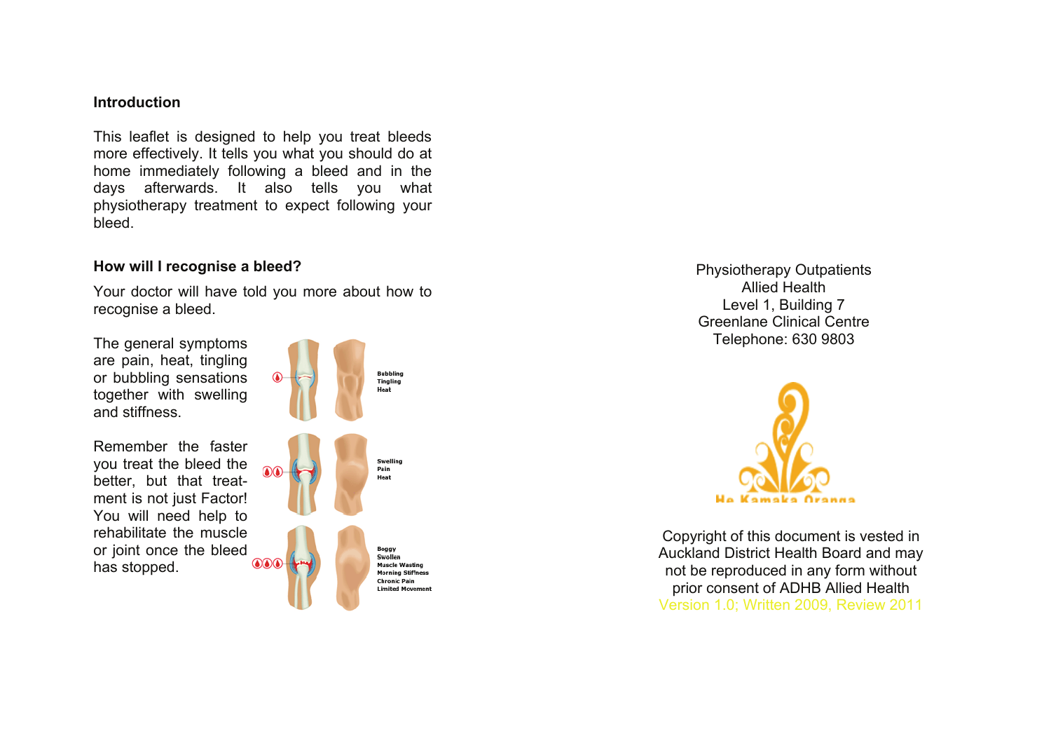## Introduction

This leaflet is designed to help you treat bleeds more effectively. It tells you what you should do at home immediately following a bleed and in the days afterwards. It also tells you what physiotherapy treatment to expect following your bleed.

## How will I recognise a bleed?

Your doctor will have told you more about how to recognise a bleed.

The general symptoms are pain, heat, tingling or bubbling sensations together with swelling and stiffness.

Remember the faster you treat the bleed the better, but that treatment is not just Factor! You will need help to rehabilitate the muscle or joint once the bleed has stopped.

Bubbling
Tingling
Heat

Swelling
Pain
Heat

Boggy
Swollen
Muscle Wasting
Morning Stiffness
Chronic Pain
Limited Movement

Physiotherapy Outpatients
Allied Health
Level 1, Building 7
Greenlane Clinical Centre
Telephone: 630 9803

He Kamaka Oranga

Copyright of this document is vested in Auckland District Health Board and may not be reproduced in any form without prior consent of ADHB Allied Health
Version 1.0; Written 2009, Review 2011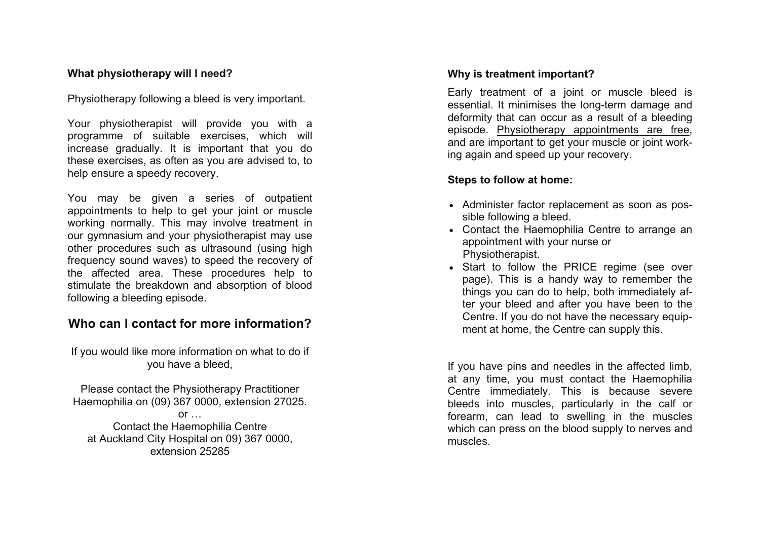### What physiotherapy will I need?

Physiotherapy following a bleed is very important.

Your physiotherapist will provide you with a programme of suitable exercises, which will increase gradually. It is important that you do these exercises, as often as you are advised to, to help ensure a speedy recovery.

You may be given a series of outpatient appointments to help to get your joint or muscle working normally. This may involve treatment in our gymnasium and your physiotherapist may use other procedures such as ultrasound (using high frequency sound waves) to speed the recovery of the affected area. These procedures help to stimulate the breakdown and absorption of blood following a bleeding episode.

## Who can I contact for more information?

If you would like more information on what to do if you have a bleed,

Please contact the Physiotherapy Practitioner Haemophilia on (09) 367 0000, extension 27025.

or …

Contact the Haemophilia Centre at Auckland City Hospital on 09) 367 0000, extension 25285

### Why is treatment important?

Early treatment of a joint or muscle bleed is essential. It minimises the long-term damage and deformity that can occur as a result of a bleeding episode. Physiotherapy appointments are free, and are important to get your muscle or joint working again and speed up your recovery.

### Steps to follow at home:

- Administer factor replacement as soon as possible following a bleed.
- Contact the Haemophilia Centre to arrange an appointment with your nurse or Physiotherapist.
- Start to follow the PRICE regime (see over page). This is a handy way to remember the things you can do to help, both immediately after your bleed and after you have been to the Centre. If you do not have the necessary equipment at home, the Centre can supply this.

If you have pins and needles in the affected limb, at any time, you must contact the Haemophilia Centre immediately. This is because severe bleeds into muscles, particularly in the calf or forearm, can lead to swelling in the muscles which can press on the blood supply to nerves and muscles.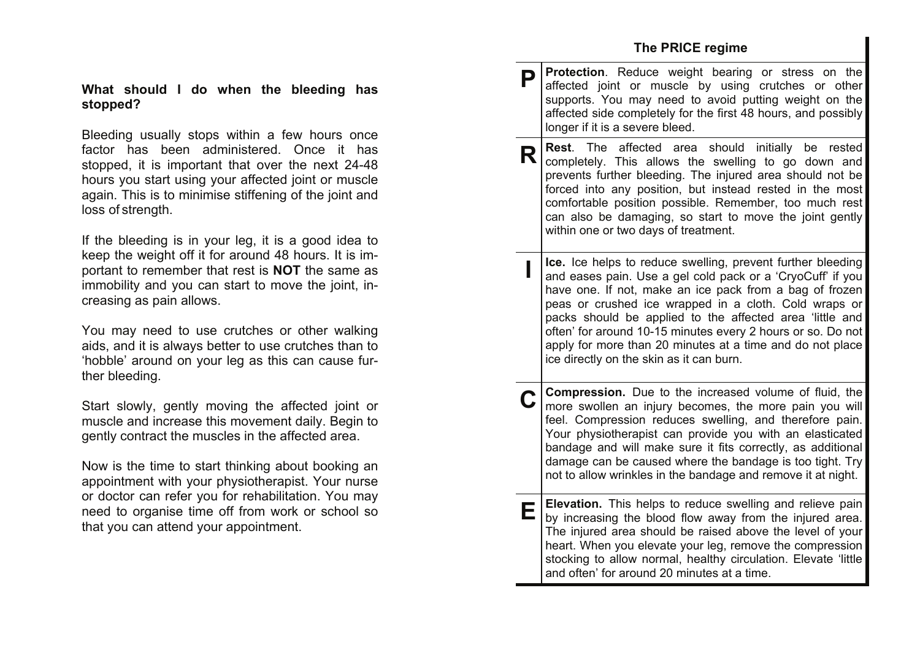**What should I do when the bleeding has stopped?**

Bleeding usually stops within a few hours once factor has been administered. Once it has stopped, it is important that over the next 24-48 hours you start using your affected joint or muscle again. This is to minimise stiffening of the joint and loss of strength.

If the bleeding is in your leg, it is a good idea to keep the weight off it for around 48 hours. It is important to remember that rest is **NOT** the same as immobility and you can start to move the joint, increasing as pain allows.

You may need to use crutches or other walking aids, and it is always better to use crutches than to 'hobble' around on your leg as this can cause further bleeding.

Start slowly, gently moving the affected joint or muscle and increase this movement daily. Begin to gently contract the muscles in the affected area.

Now is the time to start thinking about booking an appointment with your physiotherapist. Your nurse or doctor can refer you for rehabilitation. You may need to organise time off from work or school so that you can attend your appointment.

**The PRICE regime**

| | |
|---|---|
| **P** | **Protection**. Reduce weight bearing or stress on the affected joint or muscle by using crutches or other supports. You may need to avoid putting weight on the affected side completely for the first 48 hours, and possibly longer if it is a severe bleed. |
| **R** | **Rest**. The affected area should initially be rested completely. This allows the swelling to go down and prevents further bleeding. The injured area should not be forced into any position, but instead rested in the most comfortable position possible. Remember, too much rest can also be damaging, so start to move the joint gently within one or two days of treatment. |
| **I** | **Ice.** Ice helps to reduce swelling, prevent further bleeding and eases pain. Use a gel cold pack or a 'CryoCuff' if you have one. If not, make an ice pack from a bag of frozen peas or crushed ice wrapped in a cloth. Cold wraps or packs should be applied to the affected area 'little and often' for around 10-15 minutes every 2 hours or so. Do not apply for more than 20 minutes at a time and do not place ice directly on the skin as it can burn. |
| **C** | **Compression.** Due to the increased volume of fluid, the more swollen an injury becomes, the more pain you will feel. Compression reduces swelling, and therefore pain. Your physiotherapist can provide you with an elasticated bandage and will make sure it fits correctly, as additional damage can be caused where the bandage is too tight. Try not to allow wrinkles in the bandage and remove it at night. |
| **E** | **Elevation.** This helps to reduce swelling and relieve pain by increasing the blood flow away from the injured area. The injured area should be raised above the level of your heart. When you elevate your leg, remove the compression stocking to allow normal, healthy circulation. Elevate 'little and often' for around 20 minutes at a time. |